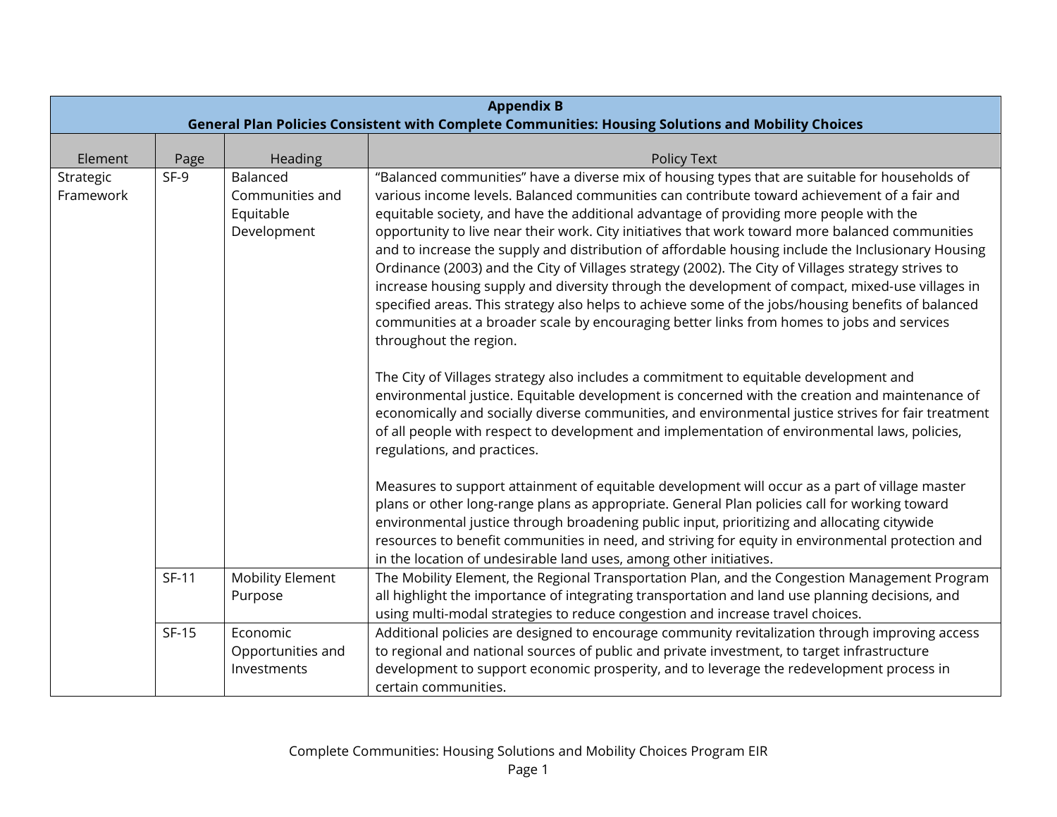**Appendix B**
**General Plan Policies Consistent with Complete Communities: Housing Solutions and Mobility Choices**

| Element | Page | Heading | Policy Text |
|---|---|---|---|
| Strategic Framework | SF-9 | Balanced Communities and Equitable Development | "Balanced communities" have a diverse mix of housing types that are suitable for households of various income levels. Balanced communities can contribute toward achievement of a fair and equitable society, and have the additional advantage of providing more people with the opportunity to live near their work. City initiatives that work toward more balanced communities and to increase the supply and distribution of affordable housing include the Inclusionary Housing Ordinance (2003) and the City of Villages strategy (2002). The City of Villages strategy strives to increase housing supply and diversity through the development of compact, mixed-use villages in specified areas. This strategy also helps to achieve some of the jobs/housing benefits of balanced communities at a broader scale by encouraging better links from homes to jobs and services throughout the region.<br><br>The City of Villages strategy also includes a commitment to equitable development and environmental justice. Equitable development is concerned with the creation and maintenance of economically and socially diverse communities, and environmental justice strives for fair treatment of all people with respect to development and implementation of environmental laws, policies, regulations, and practices.<br><br>Measures to support attainment of equitable development will occur as a part of village master plans or other long-range plans as appropriate. General Plan policies call for working toward environmental justice through broadening public input, prioritizing and allocating citywide resources to benefit communities in need, and striving for equity in environmental protection and in the location of undesirable land uses, among other initiatives. |
| | SF-11 | Mobility Element Purpose | The Mobility Element, the Regional Transportation Plan, and the Congestion Management Program all highlight the importance of integrating transportation and land use planning decisions, and using multi-modal strategies to reduce congestion and increase travel choices. |
| | SF-15 | Economic Opportunities and Investments | Additional policies are designed to encourage community revitalization through improving access to regional and national sources of public and private investment, to target infrastructure development to support economic prosperity, and to leverage the redevelopment process in certain communities. |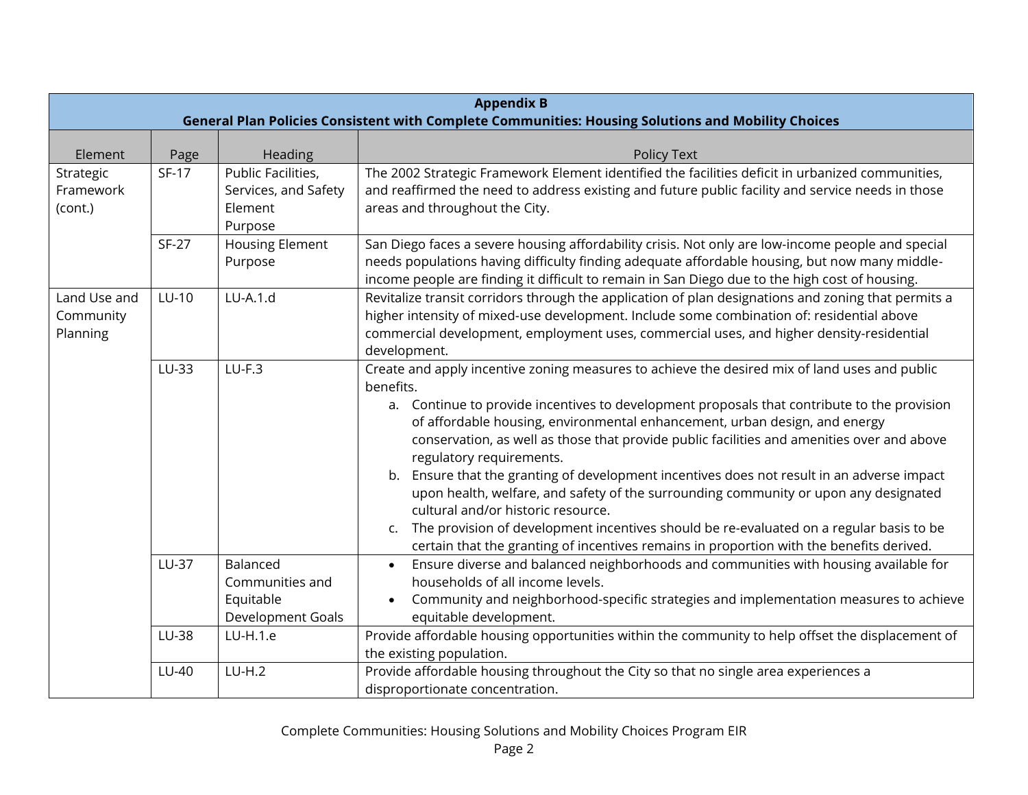| Appendix B<br>General Plan Policies Consistent with Complete Communities: Housing Solutions and Mobility Choices | | | |
|---|---|---|---|
| Element | Page | Heading | Policy Text |
| Strategic Framework (cont.) | SF-17 | Public Facilities, Services, and Safety Element Purpose | The 2002 Strategic Framework Element identified the facilities deficit in urbanized communities, and reaffirmed the need to address existing and future public facility and service needs in those areas and throughout the City. |
| | SF-27 | Housing Element Purpose | San Diego faces a severe housing affordability crisis. Not only are low-income people and special needs populations having difficulty finding adequate affordable housing, but now many middle-income people are finding it difficult to remain in San Diego due to the high cost of housing. |
| Land Use and Community Planning | LU-10 | LU-A.1.d | Revitalize transit corridors through the application of plan designations and zoning that permits a higher intensity of mixed-use development. Include some combination of: residential above commercial development, employment uses, commercial uses, and higher density-residential development. |
| | LU-33 | LU-F.3 | Create and apply incentive zoning measures to achieve the desired mix of land uses and public benefits.<br>a. Continue to provide incentives to development proposals that contribute to the provision of affordable housing, environmental enhancement, urban design, and energy conservation, as well as those that provide public facilities and amenities over and above regulatory requirements.<br>b. Ensure that the granting of development incentives does not result in an adverse impact upon health, welfare, and safety of the surrounding community or upon any designated cultural and/or historic resource.<br>c. The provision of development incentives should be re-evaluated on a regular basis to be certain that the granting of incentives remains in proportion with the benefits derived. |
| | LU-37 | Balanced Communities and Equitable Development Goals | • Ensure diverse and balanced neighborhoods and communities with housing available for households of all income levels.<br>• Community and neighborhood-specific strategies and implementation measures to achieve equitable development. |
| | LU-38 | LU-H.1.e | Provide affordable housing opportunities within the community to help offset the displacement of the existing population. |
| | LU-40 | LU-H.2 | Provide affordable housing throughout the City so that no single area experiences a disproportionate concentration. |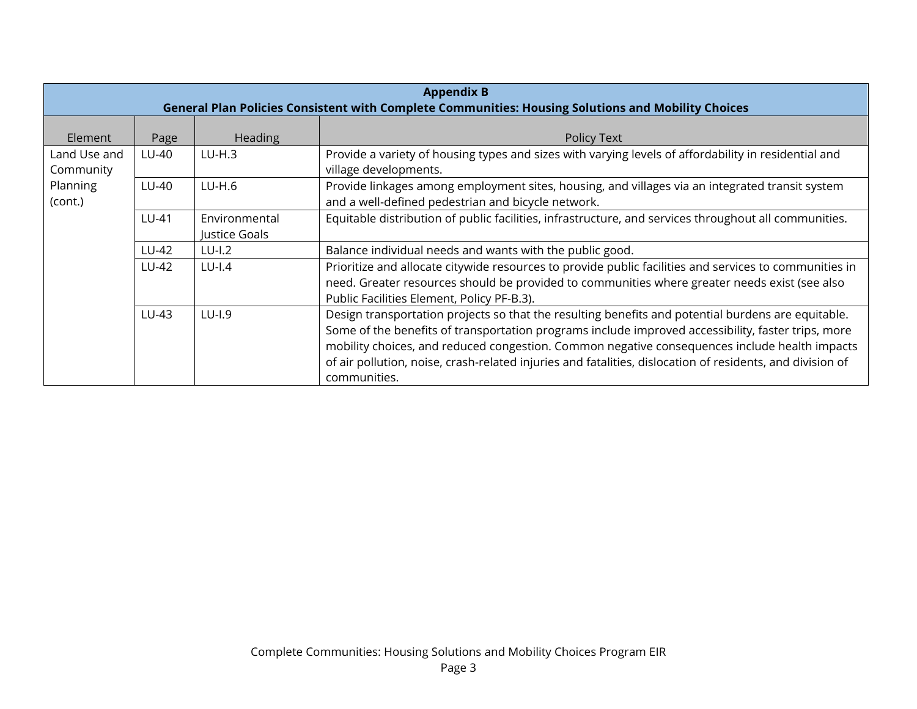**Appendix B**
**General Plan Policies Consistent with Complete Communities: Housing Solutions and Mobility Choices**

| Element | Page | Heading | Policy Text |
|---|---|---|---|
| Land Use and Community Planning (cont.) | LU-40 | LU-H.3 | Provide a variety of housing types and sizes with varying levels of affordability in residential and village developments. |
| | LU-40 | LU-H.6 | Provide linkages among employment sites, housing, and villages via an integrated transit system and a well-defined pedestrian and bicycle network. |
| | LU-41 | Environmental Justice Goals | Equitable distribution of public facilities, infrastructure, and services throughout all communities. |
| | LU-42 | LU-I.2 | Balance individual needs and wants with the public good. |
| | LU-42 | LU-I.4 | Prioritize and allocate citywide resources to provide public facilities and services to communities in need. Greater resources should be provided to communities where greater needs exist (see also Public Facilities Element, Policy PF-B.3). |
| | LU-43 | LU-I.9 | Design transportation projects so that the resulting benefits and potential burdens are equitable. Some of the benefits of transportation programs include improved accessibility, faster trips, more mobility choices, and reduced congestion. Common negative consequences include health impacts of air pollution, noise, crash-related injuries and fatalities, dislocation of residents, and division of communities. |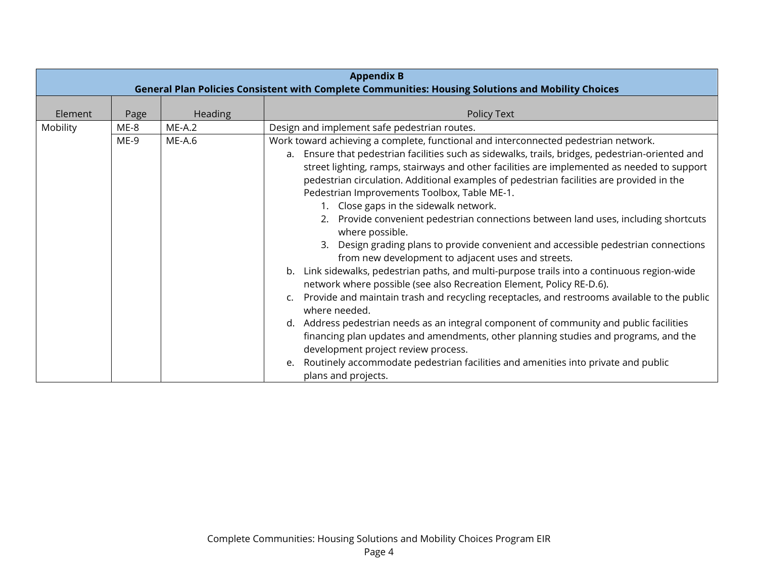| Appendix B<br>General Plan Policies Consistent with Complete Communities: Housing Solutions and Mobility Choices | | | |
|---|---|---|---|
| Element | Page | Heading | Policy Text |
| Mobility | ME-8 | ME-A.2 | Design and implement safe pedestrian routes. |
| | ME-9 | ME-A.6 | Work toward achieving a complete, functional and interconnected pedestrian network.<br>a. Ensure that pedestrian facilities such as sidewalks, trails, bridges, pedestrian-oriented and street lighting, ramps, stairways and other facilities are implemented as needed to support pedestrian circulation. Additional examples of pedestrian facilities are provided in the Pedestrian Improvements Toolbox, Table ME-1.<br>1. Close gaps in the sidewalk network.<br>2. Provide convenient pedestrian connections between land uses, including shortcuts where possible.<br>3. Design grading plans to provide convenient and accessible pedestrian connections from new development to adjacent uses and streets.<br>b. Link sidewalks, pedestrian paths, and multi-purpose trails into a continuous region-wide network where possible (see also Recreation Element, Policy RE-D.6).<br>c. Provide and maintain trash and recycling receptacles, and restrooms available to the public where needed.<br>d. Address pedestrian needs as an integral component of community and public facilities financing plan updates and amendments, other planning studies and programs, and the development project review process.<br>e. Routinely accommodate pedestrian facilities and amenities into private and public plans and projects. |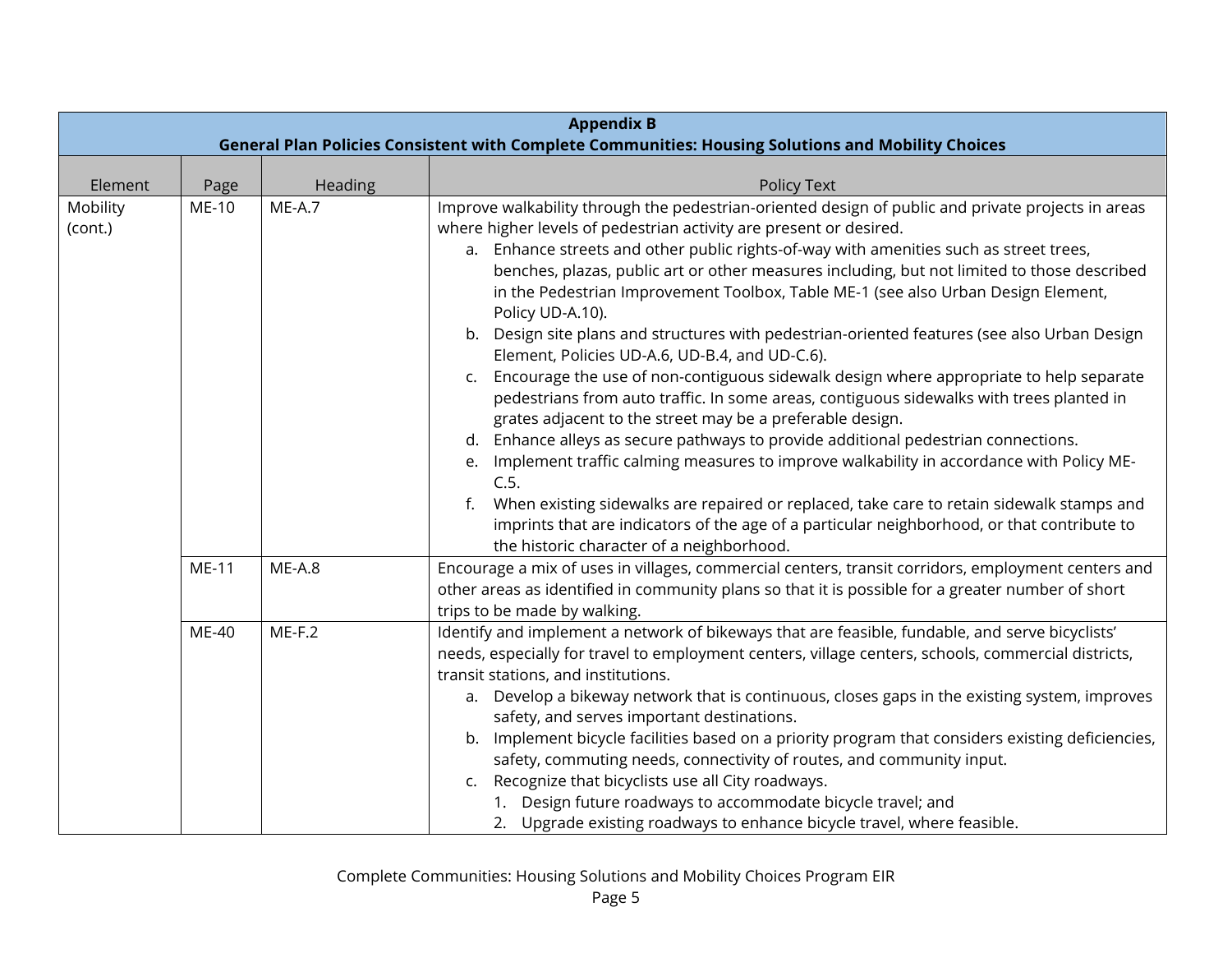| Appendix B<br>General Plan Policies Consistent with Complete Communities: Housing Solutions and Mobility Choices | | | |
|---|---|---|---|
| Element | Page | Heading | Policy Text |
| Mobility (cont.) | ME-10 | ME-A.7 | Improve walkability through the pedestrian-oriented design of public and private projects in areas where higher levels of pedestrian activity are present or desired.<br>a. Enhance streets and other public rights-of-way with amenities such as street trees, benches, plazas, public art or other measures including, but not limited to those described in the Pedestrian Improvement Toolbox, Table ME-1 (see also Urban Design Element, Policy UD-A.10).<br>b. Design site plans and structures with pedestrian-oriented features (see also Urban Design Element, Policies UD-A.6, UD-B.4, and UD-C.6).<br>c. Encourage the use of non-contiguous sidewalk design where appropriate to help separate pedestrians from auto traffic. In some areas, contiguous sidewalks with trees planted in grates adjacent to the street may be a preferable design.<br>d. Enhance alleys as secure pathways to provide additional pedestrian connections.<br>e. Implement traffic calming measures to improve walkability in accordance with Policy ME-C.5.<br>f. When existing sidewalks are repaired or replaced, take care to retain sidewalk stamps and imprints that are indicators of the age of a particular neighborhood, or that contribute to the historic character of a neighborhood. |
| | ME-11 | ME-A.8 | Encourage a mix of uses in villages, commercial centers, transit corridors, employment centers and other areas as identified in community plans so that it is possible for a greater number of short trips to be made by walking. |
| | ME-40 | ME-F.2 | Identify and implement a network of bikeways that are feasible, fundable, and serve bicyclists' needs, especially for travel to employment centers, village centers, schools, commercial districts, transit stations, and institutions.<br>a. Develop a bikeway network that is continuous, closes gaps in the existing system, improves safety, and serves important destinations.<br>b. Implement bicycle facilities based on a priority program that considers existing deficiencies, safety, commuting needs, connectivity of routes, and community input.<br>c. Recognize that bicyclists use all City roadways.<br>1. Design future roadways to accommodate bicycle travel; and<br>2. Upgrade existing roadways to enhance bicycle travel, where feasible. |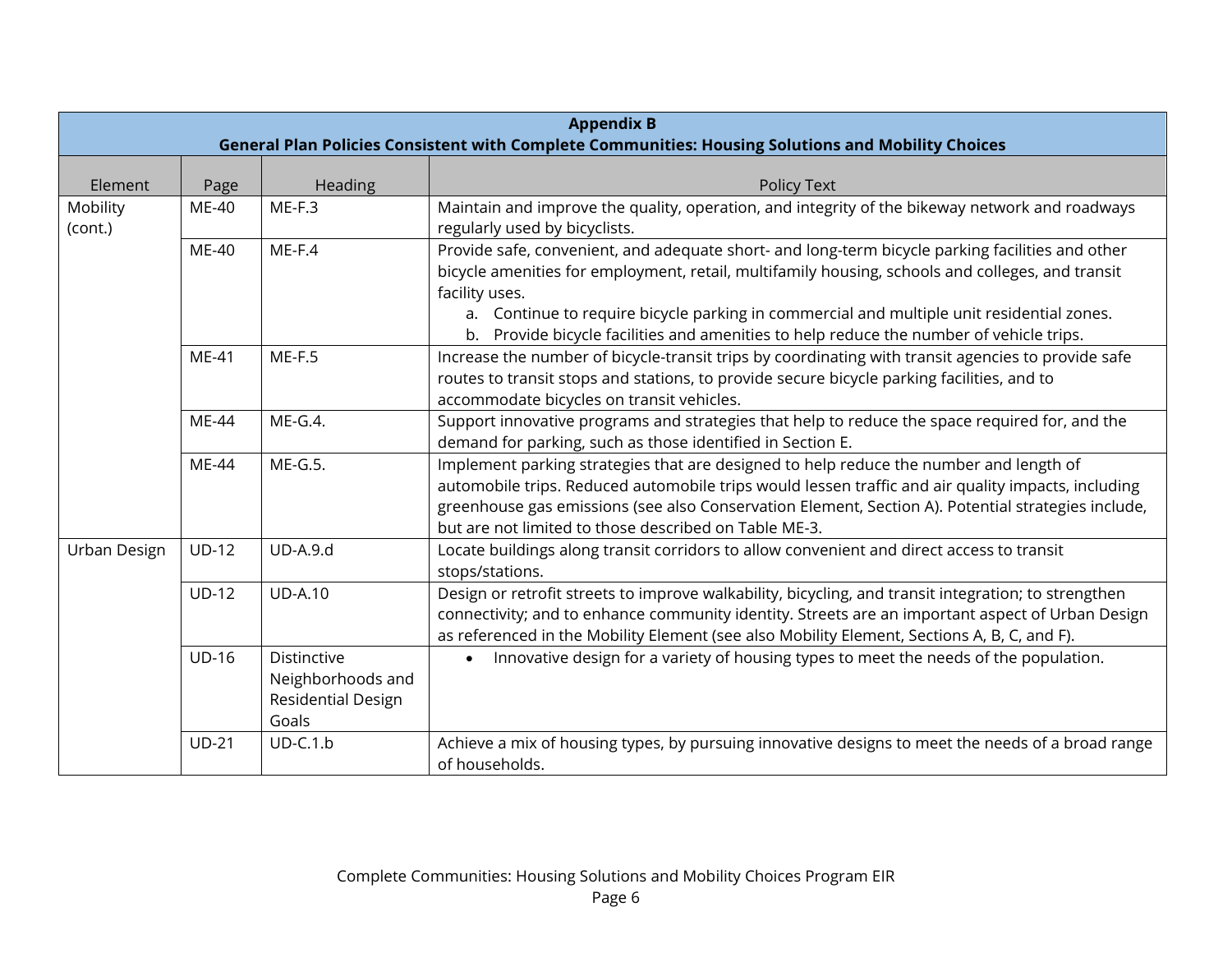**Appendix B**
**General Plan Policies Consistent with Complete Communities: Housing Solutions and Mobility Choices**

| Element | Page | Heading | Policy Text |
|---|---|---|---|
| Mobility (cont.) | ME-40 | ME-F.3 | Maintain and improve the quality, operation, and integrity of the bikeway network and roadways regularly used by bicyclists. |
| | ME-40 | ME-F.4 | Provide safe, convenient, and adequate short- and long-term bicycle parking facilities and other bicycle amenities for employment, retail, multifamily housing, schools and colleges, and transit facility uses.<br>a. Continue to require bicycle parking in commercial and multiple unit residential zones.<br>b. Provide bicycle facilities and amenities to help reduce the number of vehicle trips. |
| | ME-41 | ME-F.5 | Increase the number of bicycle-transit trips by coordinating with transit agencies to provide safe routes to transit stops and stations, to provide secure bicycle parking facilities, and to accommodate bicycles on transit vehicles. |
| | ME-44 | ME-G.4. | Support innovative programs and strategies that help to reduce the space required for, and the demand for parking, such as those identified in Section E. |
| | ME-44 | ME-G.5. | Implement parking strategies that are designed to help reduce the number and length of automobile trips. Reduced automobile trips would lessen traffic and air quality impacts, including greenhouse gas emissions (see also Conservation Element, Section A). Potential strategies include, but are not limited to those described on Table ME-3. |
| Urban Design | UD-12 | UD-A.9.d | Locate buildings along transit corridors to allow convenient and direct access to transit stops/stations. |
| | UD-12 | UD-A.10 | Design or retrofit streets to improve walkability, bicycling, and transit integration; to strengthen connectivity; and to enhance community identity. Streets are an important aspect of Urban Design as referenced in the Mobility Element (see also Mobility Element, Sections A, B, C, and F). |
| | UD-16 | Distinctive Neighborhoods and Residential Design Goals | • Innovative design for a variety of housing types to meet the needs of the population. |
| | UD-21 | UD-C.1.b | Achieve a mix of housing types, by pursuing innovative designs to meet the needs of a broad range of households. |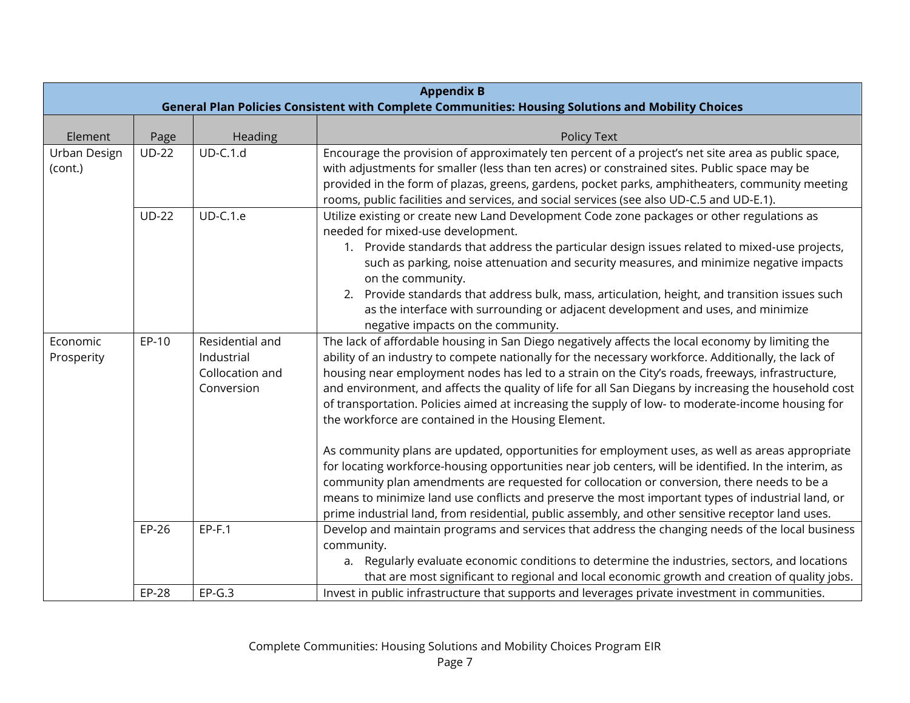| Appendix B<br>General Plan Policies Consistent with Complete Communities: Housing Solutions and Mobility Choices | | | |
|---|---|---|---|
| Element | Page | Heading | Policy Text |
| Urban Design (cont.) | UD-22 | UD-C.1.d | Encourage the provision of approximately ten percent of a project's net site area as public space, with adjustments for smaller (less than ten acres) or constrained sites. Public space may be provided in the form of plazas, greens, gardens, pocket parks, amphitheaters, community meeting rooms, public facilities and services, and social services (see also UD-C.5 and UD-E.1). |
| | UD-22 | UD-C.1.e | Utilize existing or create new Land Development Code zone packages or other regulations as needed for mixed-use development.<br>1. Provide standards that address the particular design issues related to mixed-use projects, such as parking, noise attenuation and security measures, and minimize negative impacts on the community.<br>2. Provide standards that address bulk, mass, articulation, height, and transition issues such as the interface with surrounding or adjacent development and uses, and minimize negative impacts on the community. |
| Economic Prosperity | EP-10 | Residential and Industrial Collocation and Conversion | The lack of affordable housing in San Diego negatively affects the local economy by limiting the ability of an industry to compete nationally for the necessary workforce. Additionally, the lack of housing near employment nodes has led to a strain on the City's roads, freeways, infrastructure, and environment, and affects the quality of life for all San Diegans by increasing the household cost of transportation. Policies aimed at increasing the supply of low- to moderate-income housing for the workforce are contained in the Housing Element.<br><br>As community plans are updated, opportunities for employment uses, as well as areas appropriate for locating workforce-housing opportunities near job centers, will be identified. In the interim, as community plan amendments are requested for collocation or conversion, there needs to be a means to minimize land use conflicts and preserve the most important types of industrial land, or prime industrial land, from residential, public assembly, and other sensitive receptor land uses. |
| | EP-26 | EP-F.1 | Develop and maintain programs and services that address the changing needs of the local business community.<br>a. Regularly evaluate economic conditions to determine the industries, sectors, and locations that are most significant to regional and local economic growth and creation of quality jobs. |
| | EP-28 | EP-G.3 | Invest in public infrastructure that supports and leverages private investment in communities. |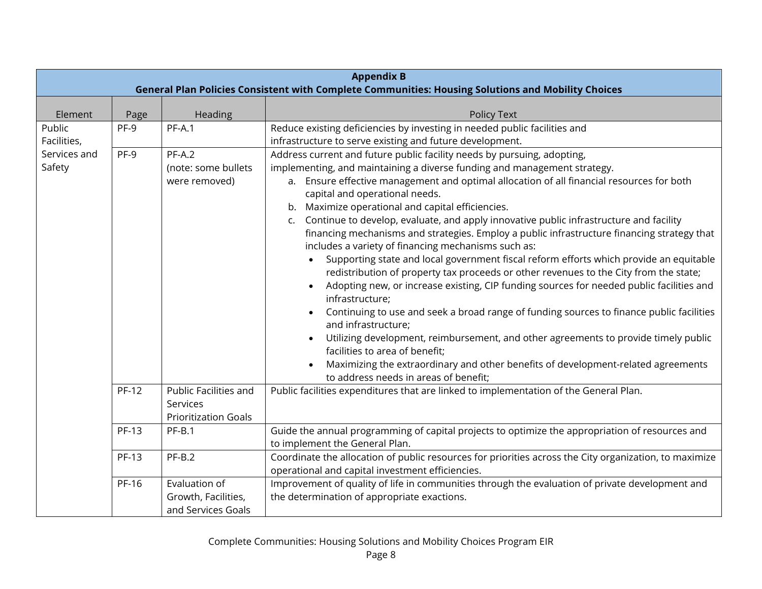| Appendix B<br>General Plan Policies Consistent with Complete Communities: Housing Solutions and Mobility Choices | | | |
|---|---|---|---|
| Element | Page | Heading | Policy Text |
| Public Facilities, Services and Safety | PF-9 | PF-A.1 | Reduce existing deficiencies by investing in needed public facilities and infrastructure to serve existing and future development. |
| | PF-9 | PF-A.2 (note: some bullets were removed) | Address current and future public facility needs by pursuing, adopting, implementing, and maintaining a diverse funding and management strategy.<br>a. Ensure effective management and optimal allocation of all financial resources for both capital and operational needs.<br>b. Maximize operational and capital efficiencies.<br>c. Continue to develop, evaluate, and apply innovative public infrastructure and facility financing mechanisms and strategies. Employ a public infrastructure financing strategy that includes a variety of financing mechanisms such as:<br>• Supporting state and local government fiscal reform efforts which provide an equitable redistribution of property tax proceeds or other revenues to the City from the state;<br>• Adopting new, or increase existing, CIP funding sources for needed public facilities and infrastructure;<br>• Continuing to use and seek a broad range of funding sources to finance public facilities and infrastructure;<br>• Utilizing development, reimbursement, and other agreements to provide timely public facilities to area of benefit;<br>• Maximizing the extraordinary and other benefits of development-related agreements to address needs in areas of benefit; |
| | PF-12 | Public Facilities and Services Prioritization Goals | Public facilities expenditures that are linked to implementation of the General Plan. |
| | PF-13 | PF-B.1 | Guide the annual programming of capital projects to optimize the appropriation of resources and to implement the General Plan. |
| | PF-13 | PF-B.2 | Coordinate the allocation of public resources for priorities across the City organization, to maximize operational and capital investment efficiencies. |
| | PF-16 | Evaluation of Growth, Facilities, and Services Goals | Improvement of quality of life in communities through the evaluation of private development and the determination of appropriate exactions. |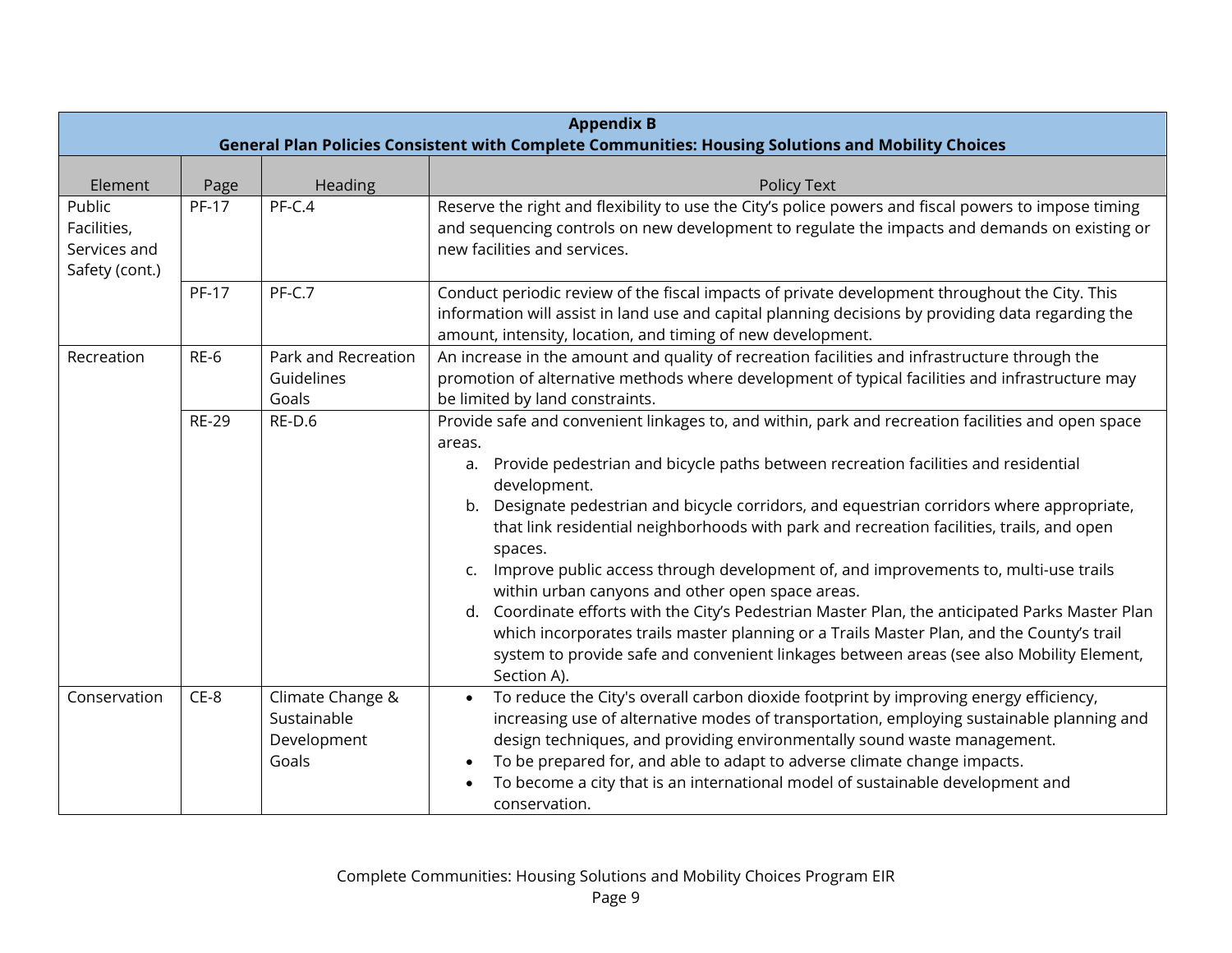| Appendix B<br>General Plan Policies Consistent with Complete Communities: Housing Solutions and Mobility Choices | | | |
|---|---|---|---|
| Element | Page | Heading | Policy Text |
| Public Facilities, Services and Safety (cont.) | PF-17 | PF-C.4 | Reserve the right and flexibility to use the City's police powers and fiscal powers to impose timing and sequencing controls on new development to regulate the impacts and demands on existing or new facilities and services. |
| | PF-17 | PF-C.7 | Conduct periodic review of the fiscal impacts of private development throughout the City. This information will assist in land use and capital planning decisions by providing data regarding the amount, intensity, location, and timing of new development. |
| Recreation | RE-6 | Park and Recreation Guidelines Goals | An increase in the amount and quality of recreation facilities and infrastructure through the promotion of alternative methods where development of typical facilities and infrastructure may be limited by land constraints. |
| | RE-29 | RE-D.6 | Provide safe and convenient linkages to, and within, park and recreation facilities and open space areas.<br>a. Provide pedestrian and bicycle paths between recreation facilities and residential development.<br>b. Designate pedestrian and bicycle corridors, and equestrian corridors where appropriate, that link residential neighborhoods with park and recreation facilities, trails, and open spaces.<br>c. Improve public access through development of, and improvements to, multi-use trails within urban canyons and other open space areas.<br>d. Coordinate efforts with the City's Pedestrian Master Plan, the anticipated Parks Master Plan which incorporates trails master planning or a Trails Master Plan, and the County's trail system to provide safe and convenient linkages between areas (see also Mobility Element, Section A). |
| Conservation | CE-8 | Climate Change & Sustainable Development Goals | • To reduce the City's overall carbon dioxide footprint by improving energy efficiency, increasing use of alternative modes of transportation, employing sustainable planning and design techniques, and providing environmentally sound waste management.<br>• To be prepared for, and able to adapt to adverse climate change impacts.<br>• To become a city that is an international model of sustainable development and conservation. |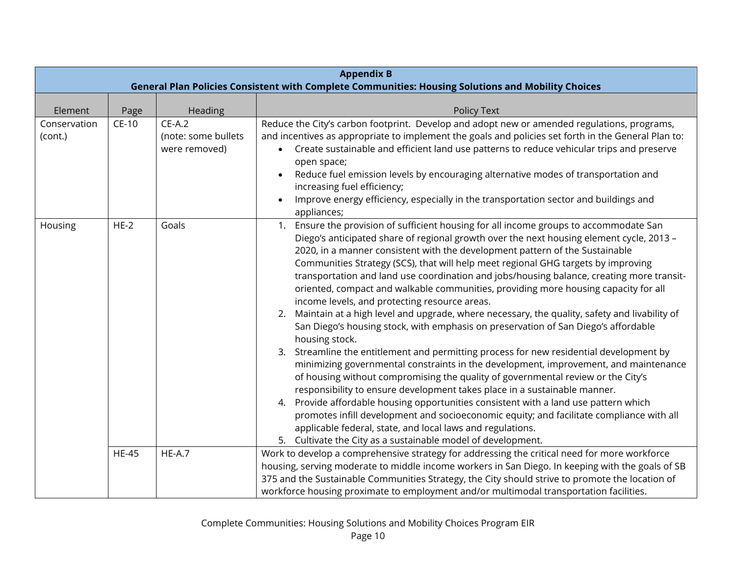| **Appendix B<br>General Plan Policies Consistent with Complete Communities: Housing Solutions and Mobility Choices** | | | |
|---|---|---|---|
| Element | Page | Heading | Policy Text |
| Conservation (cont.) | CE-10 | CE-A.2 (note: some bullets were removed) | Reduce the City's carbon footprint. Develop and adopt new or amended regulations, programs, and incentives as appropriate to implement the goals and policies set forth in the General Plan to:<br>• Create sustainable and efficient land use patterns to reduce vehicular trips and preserve open space;<br>• Reduce fuel emission levels by encouraging alternative modes of transportation and increasing fuel efficiency;<br>• Improve energy efficiency, especially in the transportation sector and buildings and appliances; |
| Housing | HE-2 | Goals | 1. Ensure the provision of sufficient housing for all income groups to accommodate San Diego's anticipated share of regional growth over the next housing element cycle, 2013 – 2020, in a manner consistent with the development pattern of the Sustainable Communities Strategy (SCS), that will help meet regional GHG targets by improving transportation and land use coordination and jobs/housing balance, creating more transit-oriented, compact and walkable communities, providing more housing capacity for all income levels, and protecting resource areas.<br>2. Maintain at a high level and upgrade, where necessary, the quality, safety and livability of San Diego's housing stock, with emphasis on preservation of San Diego's affordable housing stock.<br>3. Streamline the entitlement and permitting process for new residential development by minimizing governmental constraints in the development, improvement, and maintenance of housing without compromising the quality of governmental review or the City's responsibility to ensure development takes place in a sustainable manner.<br>4. Provide affordable housing opportunities consistent with a land use pattern which promotes infill development and socioeconomic equity; and facilitate compliance with all applicable federal, state, and local laws and regulations.<br>5. Cultivate the City as a sustainable model of development. |
| | HE-45 | HE-A.7 | Work to develop a comprehensive strategy for addressing the critical need for more workforce housing, serving moderate to middle income workers in San Diego. In keeping with the goals of SB 375 and the Sustainable Communities Strategy, the City should strive to promote the location of workforce housing proximate to employment and/or multimodal transportation facilities. |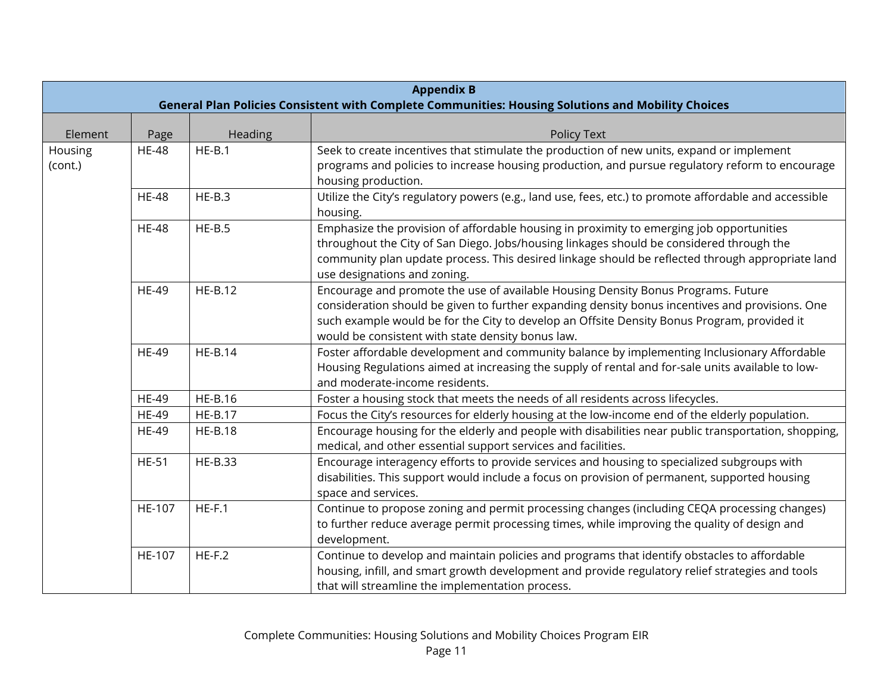| **Appendix B** | | | |
|---|---|---|---|
| **General Plan Policies Consistent with Complete Communities: Housing Solutions and Mobility Choices** | | | |
| Element | Page | Heading | Policy Text |
| Housing (cont.) | HE-48 | HE-B.1 | Seek to create incentives that stimulate the production of new units, expand or implement programs and policies to increase housing production, and pursue regulatory reform to encourage housing production. |
| | HE-48 | HE-B.3 | Utilize the City's regulatory powers (e.g., land use, fees, etc.) to promote affordable and accessible housing. |
| | HE-48 | HE-B.5 | Emphasize the provision of affordable housing in proximity to emerging job opportunities throughout the City of San Diego. Jobs/housing linkages should be considered through the community plan update process. This desired linkage should be reflected through appropriate land use designations and zoning. |
| | HE-49 | HE-B.12 | Encourage and promote the use of available Housing Density Bonus Programs. Future consideration should be given to further expanding density bonus incentives and provisions. One such example would be for the City to develop an Offsite Density Bonus Program, provided it would be consistent with state density bonus law. |
| | HE-49 | HE-B.14 | Foster affordable development and community balance by implementing Inclusionary Affordable Housing Regulations aimed at increasing the supply of rental and for-sale units available to low- and moderate-income residents. |
| | HE-49 | HE-B.16 | Foster a housing stock that meets the needs of all residents across lifecycles. |
| | HE-49 | HE-B.17 | Focus the City's resources for elderly housing at the low-income end of the elderly population. |
| | HE-49 | HE-B.18 | Encourage housing for the elderly and people with disabilities near public transportation, shopping, medical, and other essential support services and facilities. |
| | HE-51 | HE-B.33 | Encourage interagency efforts to provide services and housing to specialized subgroups with disabilities. This support would include a focus on provision of permanent, supported housing space and services. |
| | HE-107 | HE-F.1 | Continue to propose zoning and permit processing changes (including CEQA processing changes) to further reduce average permit processing times, while improving the quality of design and development. |
| | HE-107 | HE-F.2 | Continue to develop and maintain policies and programs that identify obstacles to affordable housing, infill, and smart growth development and provide regulatory relief strategies and tools that will streamline the implementation process. |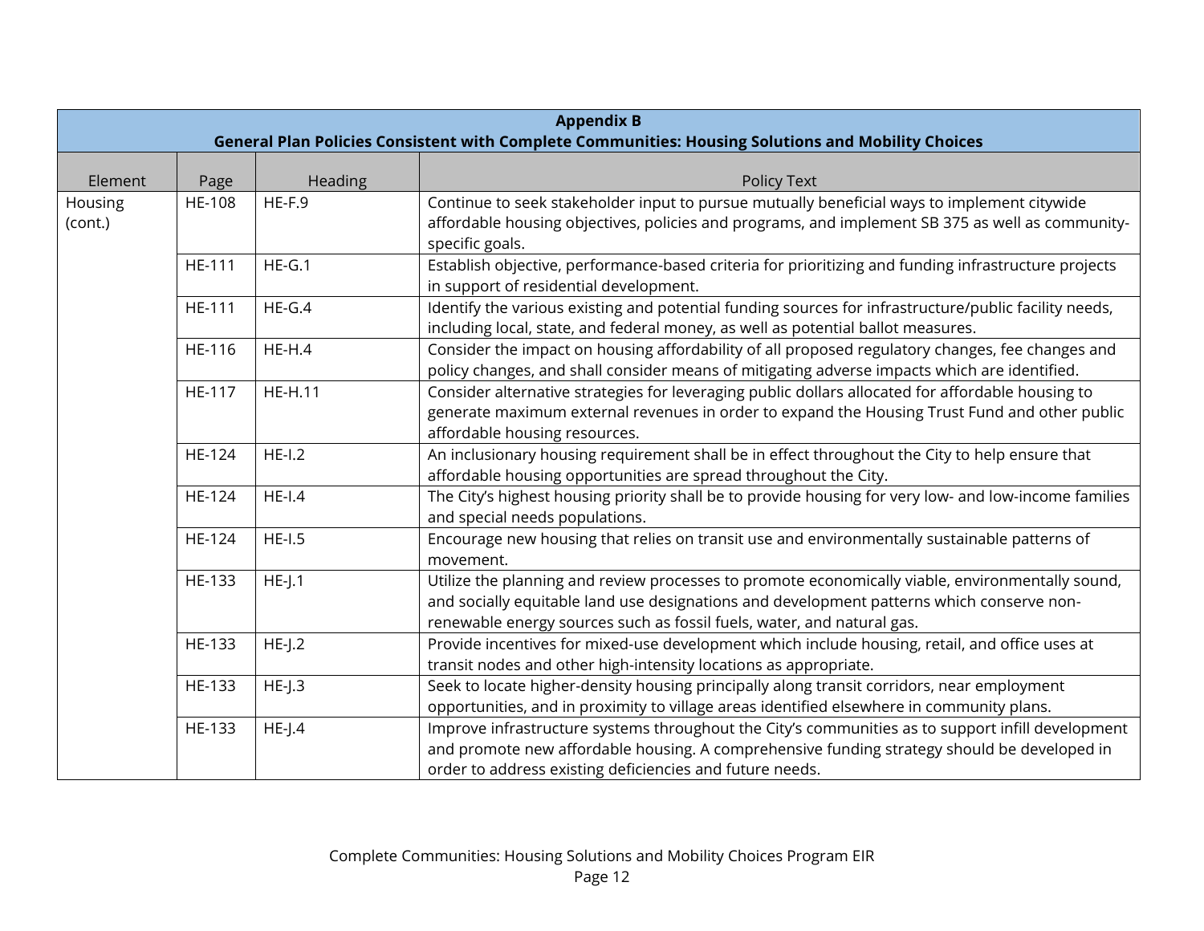| Appendix B<br>General Plan Policies Consistent with Complete Communities: Housing Solutions and Mobility Choices | | | |
|---|---|---|---|
| Element | Page | Heading | Policy Text |
| Housing (cont.) | HE-108 | HE-F.9 | Continue to seek stakeholder input to pursue mutually beneficial ways to implement citywide affordable housing objectives, policies and programs, and implement SB 375 as well as community-specific goals. |
| | HE-111 | HE-G.1 | Establish objective, performance-based criteria for prioritizing and funding infrastructure projects in support of residential development. |
| | HE-111 | HE-G.4 | Identify the various existing and potential funding sources for infrastructure/public facility needs, including local, state, and federal money, as well as potential ballot measures. |
| | HE-116 | HE-H.4 | Consider the impact on housing affordability of all proposed regulatory changes, fee changes and policy changes, and shall consider means of mitigating adverse impacts which are identified. |
| | HE-117 | HE-H.11 | Consider alternative strategies for leveraging public dollars allocated for affordable housing to generate maximum external revenues in order to expand the Housing Trust Fund and other public affordable housing resources. |
| | HE-124 | HE-I.2 | An inclusionary housing requirement shall be in effect throughout the City to help ensure that affordable housing opportunities are spread throughout the City. |
| | HE-124 | HE-I.4 | The City's highest housing priority shall be to provide housing for very low- and low-income families and special needs populations. |
| | HE-124 | HE-I.5 | Encourage new housing that relies on transit use and environmentally sustainable patterns of movement. |
| | HE-133 | HE-J.1 | Utilize the planning and review processes to promote economically viable, environmentally sound, and socially equitable land use designations and development patterns which conserve non-renewable energy sources such as fossil fuels, water, and natural gas. |
| | HE-133 | HE-J.2 | Provide incentives for mixed-use development which include housing, retail, and office uses at transit nodes and other high-intensity locations as appropriate. |
| | HE-133 | HE-J.3 | Seek to locate higher-density housing principally along transit corridors, near employment opportunities, and in proximity to village areas identified elsewhere in community plans. |
| | HE-133 | HE-J.4 | Improve infrastructure systems throughout the City's communities as to support infill development and promote new affordable housing. A comprehensive funding strategy should be developed in order to address existing deficiencies and future needs. |